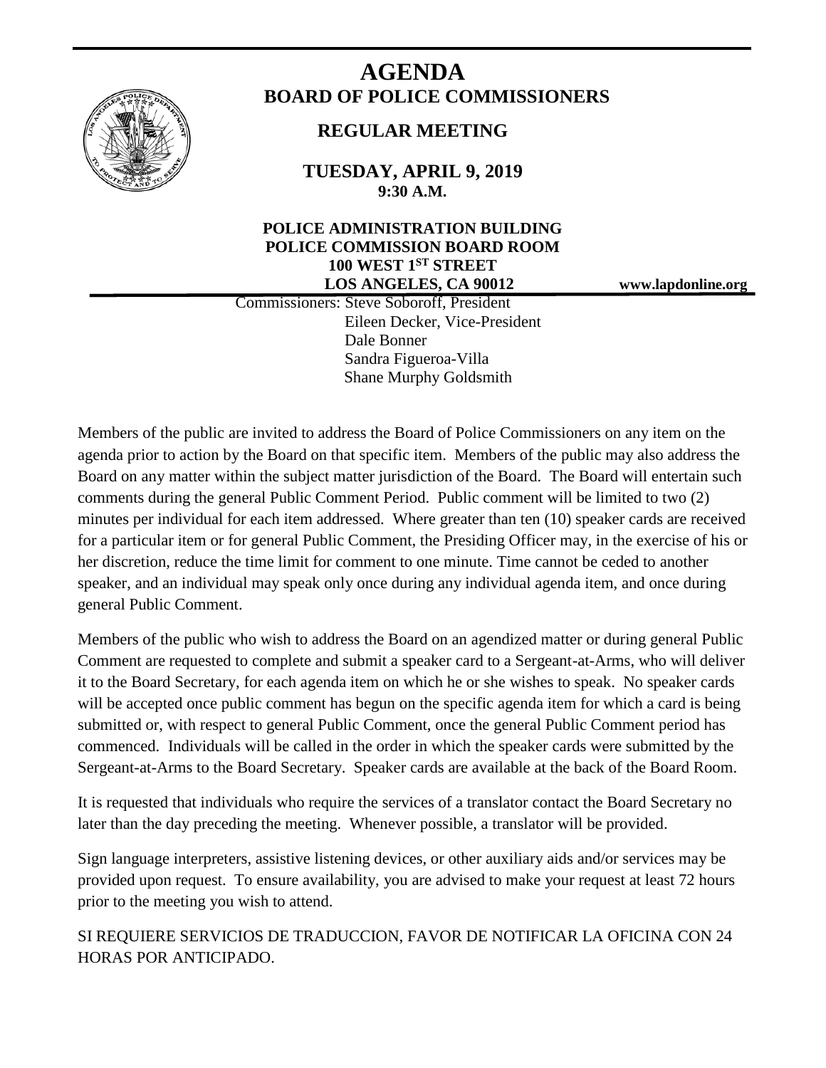# AGENDA

## BOARD OF POLICE COMMISSIONERS

### REGULAR MEETING

**TUESDAY, APRIL 9, 2019**
**9:30 A.M.**

**POLICE ADMINISTRATION BUILDING**
**POLICE COMMISSION BOARD ROOM**
**100 WEST 1ST STREET**
**LOS ANGELES, CA 90012**

**www.lapdonline.org**

Commissioners: Steve Soboroff, President
Eileen Decker, Vice-President
Dale Bonner
Sandra Figueroa-Villa
Shane Murphy Goldsmith

Members of the public are invited to address the Board of Police Commissioners on any item on the agenda prior to action by the Board on that specific item. Members of the public may also address the Board on any matter within the subject matter jurisdiction of the Board. The Board will entertain such comments during the general Public Comment Period. Public comment will be limited to two (2) minutes per individual for each item addressed. Where greater than ten (10) speaker cards are received for a particular item or for general Public Comment, the Presiding Officer may, in the exercise of his or her discretion, reduce the time limit for comment to one minute. Time cannot be ceded to another speaker, and an individual may speak only once during any individual agenda item, and once during general Public Comment.

Members of the public who wish to address the Board on an agendized matter or during general Public Comment are requested to complete and submit a speaker card to a Sergeant-at-Arms, who will deliver it to the Board Secretary, for each agenda item on which he or she wishes to speak. No speaker cards will be accepted once public comment has begun on the specific agenda item for which a card is being submitted or, with respect to general Public Comment, once the general Public Comment period has commenced. Individuals will be called in the order in which the speaker cards were submitted by the Sergeant-at-Arms to the Board Secretary. Speaker cards are available at the back of the Board Room.

It is requested that individuals who require the services of a translator contact the Board Secretary no later than the day preceding the meeting. Whenever possible, a translator will be provided.

Sign language interpreters, assistive listening devices, or other auxiliary aids and/or services may be provided upon request. To ensure availability, you are advised to make your request at least 72 hours prior to the meeting you wish to attend.

SI REQUIERE SERVICIOS DE TRADUCCION, FAVOR DE NOTIFICAR LA OFICINA CON 24 HORAS POR ANTICIPADO.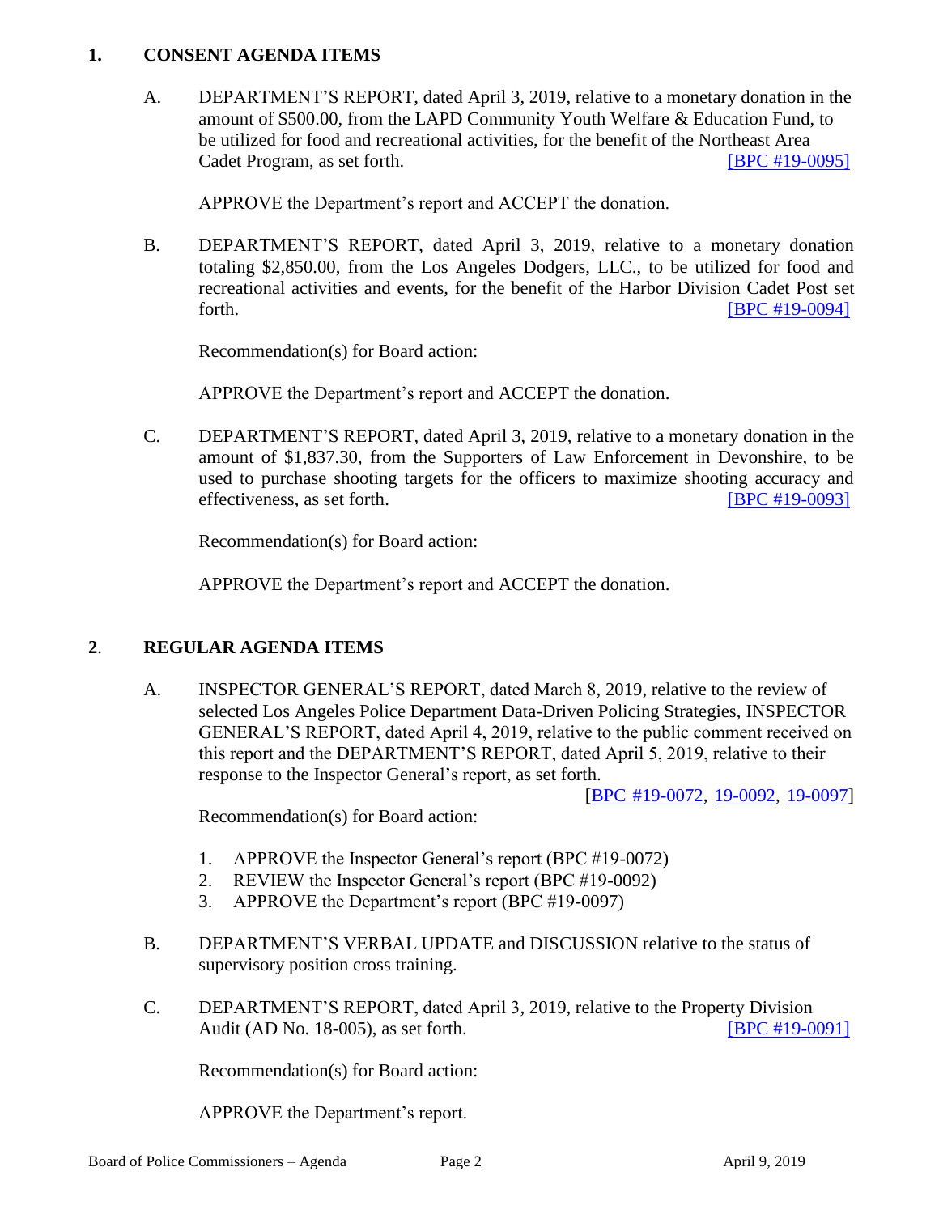## 1. CONSENT AGENDA ITEMS

A. DEPARTMENT'S REPORT, dated April 3, 2019, relative to a monetary donation in the amount of $500.00, from the LAPD Community Youth Welfare & Education Fund, to be utilized for food and recreational activities, for the benefit of the Northeast Area Cadet Program, as set forth. [BPC #19-0095]

APPROVE the Department's report and ACCEPT the donation.

B. DEPARTMENT'S REPORT, dated April 3, 2019, relative to a monetary donation totaling $2,850.00, from the Los Angeles Dodgers, LLC., to be utilized for food and recreational activities and events, for the benefit of the Harbor Division Cadet Post set forth. [BPC #19-0094]

Recommendation(s) for Board action:

APPROVE the Department's report and ACCEPT the donation.

C. DEPARTMENT'S REPORT, dated April 3, 2019, relative to a monetary donation in the amount of $1,837.30, from the Supporters of Law Enforcement in Devonshire, to be used to purchase shooting targets for the officers to maximize shooting accuracy and effectiveness, as set forth. [BPC #19-0093]

Recommendation(s) for Board action:

APPROVE the Department's report and ACCEPT the donation.

## 2. REGULAR AGENDA ITEMS

A. INSPECTOR GENERAL'S REPORT, dated March 8, 2019, relative to the review of selected Los Angeles Police Department Data-Driven Policing Strategies, INSPECTOR GENERAL'S REPORT, dated April 4, 2019, relative to the public comment received on this report and the DEPARTMENT'S REPORT, dated April 5, 2019, relative to their response to the Inspector General's report, as set forth.

[BPC #19-0072, 19-0092, 19-0097]

Recommendation(s) for Board action:

1. APPROVE the Inspector General's report (BPC #19-0072)
2. REVIEW the Inspector General's report (BPC #19-0092)
3. APPROVE the Department's report (BPC #19-0097)

B. DEPARTMENT'S VERBAL UPDATE and DISCUSSION relative to the status of supervisory position cross training.

C. DEPARTMENT'S REPORT, dated April 3, 2019, relative to the Property Division Audit (AD No. 18-005), as set forth. [BPC #19-0091]

Recommendation(s) for Board action:

APPROVE the Department's report.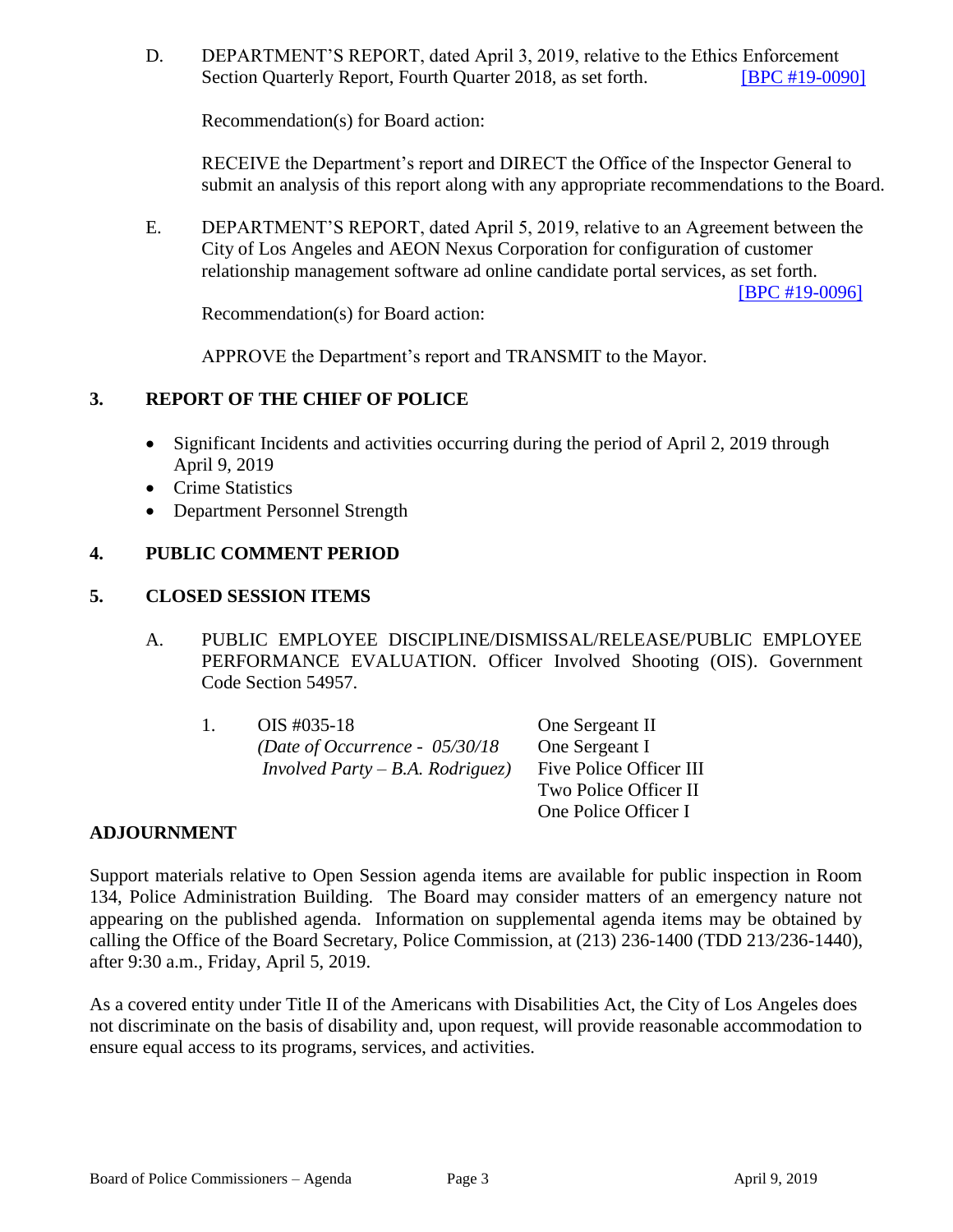D. DEPARTMENT'S REPORT, dated April 3, 2019, relative to the Ethics Enforcement Section Quarterly Report, Fourth Quarter 2018, as set forth. [BPC #19-0090]

Recommendation(s) for Board action:

RECEIVE the Department's report and DIRECT the Office of the Inspector General to submit an analysis of this report along with any appropriate recommendations to the Board.

E. DEPARTMENT'S REPORT, dated April 5, 2019, relative to an Agreement between the City of Los Angeles and AEON Nexus Corporation for configuration of customer relationship management software ad online candidate portal services, as set forth. [BPC #19-0096]

Recommendation(s) for Board action:

APPROVE the Department's report and TRANSMIT to the Mayor.

## 3. REPORT OF THE CHIEF OF POLICE

- Significant Incidents and activities occurring during the period of April 2, 2019 through April 9, 2019
- Crime Statistics
- Department Personnel Strength

## 4. PUBLIC COMMENT PERIOD

## 5. CLOSED SESSION ITEMS

A. PUBLIC EMPLOYEE DISCIPLINE/DISMISSAL/RELEASE/PUBLIC EMPLOYEE PERFORMANCE EVALUATION. Officer Involved Shooting (OIS). Government Code Section 54957.

| | | |
|---|---|---|
| 1. | OIS #035-18 | One Sergeant II |
| | *(Date of Occurrence - 05/30/18* | One Sergeant I |
| | *Involved Party – B.A. Rodriguez)* | Five Police Officer III |
| | | Two Police Officer II |
| | | One Police Officer I |

## ADJOURNMENT

Support materials relative to Open Session agenda items are available for public inspection in Room 134, Police Administration Building. The Board may consider matters of an emergency nature not appearing on the published agenda. Information on supplemental agenda items may be obtained by calling the Office of the Board Secretary, Police Commission, at (213) 236-1400 (TDD 213/236-1440), after 9:30 a.m., Friday, April 5, 2019.

As a covered entity under Title II of the Americans with Disabilities Act, the City of Los Angeles does not discriminate on the basis of disability and, upon request, will provide reasonable accommodation to ensure equal access to its programs, services, and activities.